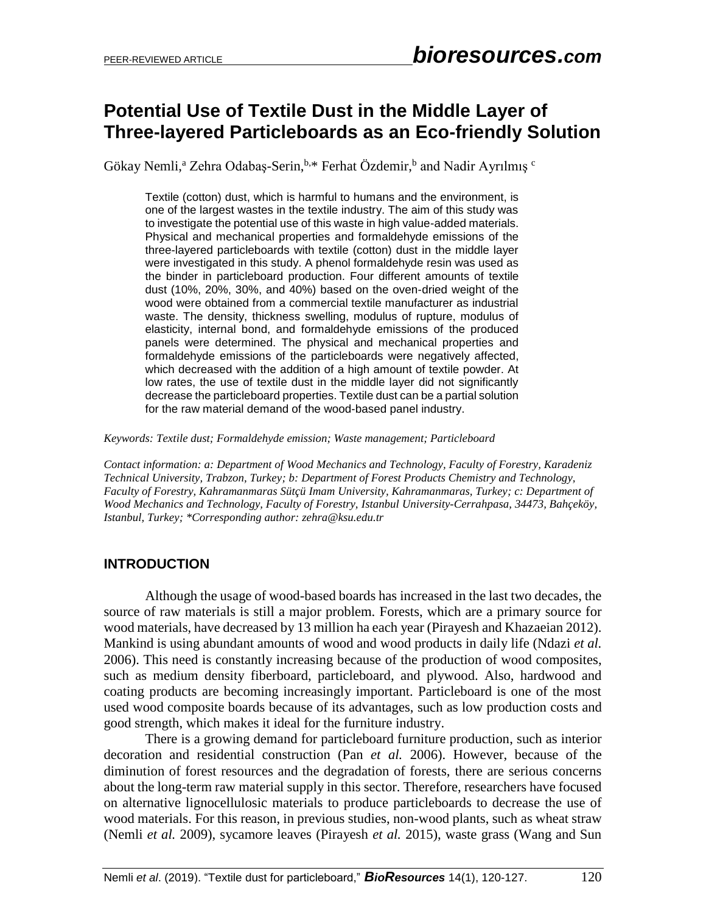# Potential Use of Textile Dust in the Middle Layer of Three-layered Particleboards as an Eco-friendly Solution

Gökay Nemli,[a] Zehra Odabaş-Serin,[b,*] Ferhat Özdemir,[b] and Nadir Ayrılmış [c]

Textile (cotton) dust, which is harmful to humans and the environment, is one of the largest wastes in the textile industry. The aim of this study was to investigate the potential use of this waste in high value-added materials. Physical and mechanical properties and formaldehyde emissions of the three-layered particleboards with textile (cotton) dust in the middle layer were investigated in this study. A phenol formaldehyde resin was used as the binder in particleboard production. Four different amounts of textile dust (10%, 20%, 30%, and 40%) based on the oven-dried weight of the wood were obtained from a commercial textile manufacturer as industrial waste. The density, thickness swelling, modulus of rupture, modulus of elasticity, internal bond, and formaldehyde emissions of the produced panels were determined. The physical and mechanical properties and formaldehyde emissions of the particleboards were negatively affected, which decreased with the addition of a high amount of textile powder. At low rates, the use of textile dust in the middle layer did not significantly decrease the particleboard properties. Textile dust can be a partial solution for the raw material demand of the wood-based panel industry.

*Keywords: Textile dust; Formaldehyde emission; Waste management; Particleboard*

*Contact information: a: Department of Wood Mechanics and Technology, Faculty of Forestry, Karadeniz Technical University, Trabzon, Turkey; b: Department of Forest Products Chemistry and Technology, Faculty of Forestry, Kahramanmaras Sütçü Imam University, Kahramanmaras, Turkey; c: Department of Wood Mechanics and Technology, Faculty of Forestry, Istanbul University-Cerrahpasa, 34473, Bahçeköy, Istanbul, Turkey; *Corresponding author: zehra@ksu.edu.tr*

## INTRODUCTION

Although the usage of wood-based boards has increased in the last two decades, the source of raw materials is still a major problem. Forests, which are a primary source for wood materials, have decreased by 13 million ha each year (Pirayesh and Khazaeian 2012). Mankind is using abundant amounts of wood and wood products in daily life (Ndazi *et al.* 2006). This need is constantly increasing because of the production of wood composites, such as medium density fiberboard, particleboard, and plywood. Also, hardwood and coating products are becoming increasingly important. Particleboard is one of the most used wood composite boards because of its advantages, such as low production costs and good strength, which makes it ideal for the furniture industry.

There is a growing demand for particleboard furniture production, such as interior decoration and residential construction (Pan *et al.* 2006). However, because of the diminution of forest resources and the degradation of forests, there are serious concerns about the long-term raw material supply in this sector. Therefore, researchers have focused on alternative lignocellulosic materials to produce particleboards to decrease the use of wood materials. For this reason, in previous studies, non-wood plants, such as wheat straw (Nemli *et al.* 2009), sycamore leaves (Pirayesh *et al.* 2015), waste grass (Wang and Sun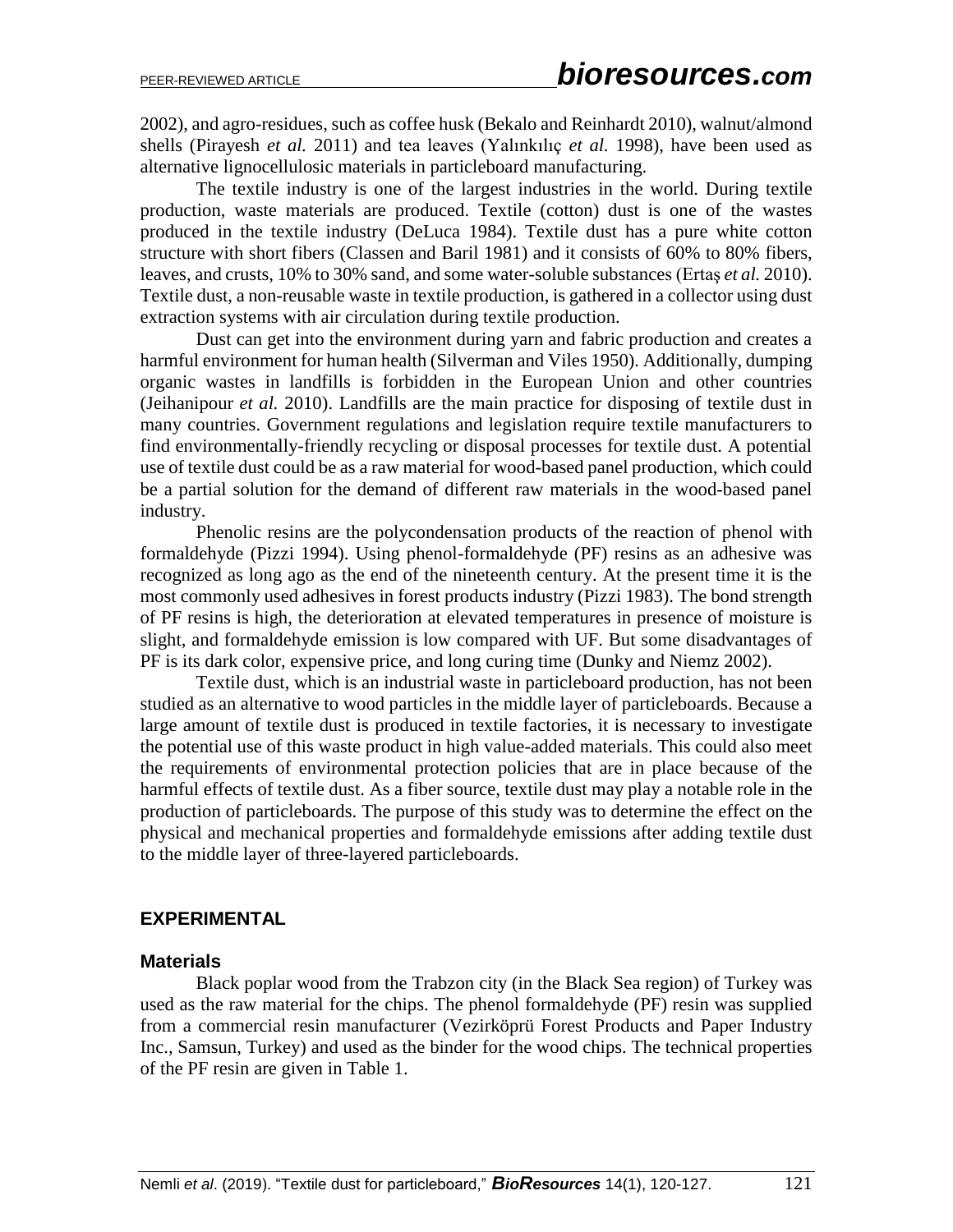2002), and agro-residues, such as coffee husk (Bekalo and Reinhardt 2010), walnut/almond shells (Pirayesh *et al.* 2011) and tea leaves (Yalınkılıç *et al.* 1998), have been used as alternative lignocellulosic materials in particleboard manufacturing.

The textile industry is one of the largest industries in the world. During textile production, waste materials are produced. Textile (cotton) dust is one of the wastes produced in the textile industry (DeLuca 1984). Textile dust has a pure white cotton structure with short fibers (Classen and Baril 1981) and it consists of 60% to 80% fibers, leaves, and crusts, 10% to 30% sand, and some water-soluble substances (Ertaş *et al.* 2010). Textile dust, a non-reusable waste in textile production, is gathered in a collector using dust extraction systems with air circulation during textile production.

Dust can get into the environment during yarn and fabric production and creates a harmful environment for human health (Silverman and Viles 1950). Additionally, dumping organic wastes in landfills is forbidden in the European Union and other countries (Jeihanipour *et al.* 2010). Landfills are the main practice for disposing of textile dust in many countries. Government regulations and legislation require textile manufacturers to find environmentally-friendly recycling or disposal processes for textile dust. A potential use of textile dust could be as a raw material for wood-based panel production, which could be a partial solution for the demand of different raw materials in the wood-based panel industry.

Phenolic resins are the polycondensation products of the reaction of phenol with formaldehyde (Pizzi 1994). Using phenol-formaldehyde (PF) resins as an adhesive was recognized as long ago as the end of the nineteenth century. At the present time it is the most commonly used adhesives in forest products industry (Pizzi 1983). The bond strength of PF resins is high, the deterioration at elevated temperatures in presence of moisture is slight, and formaldehyde emission is low compared with UF. But some disadvantages of PF is its dark color, expensive price, and long curing time (Dunky and Niemz 2002).

Textile dust, which is an industrial waste in particleboard production, has not been studied as an alternative to wood particles in the middle layer of particleboards. Because a large amount of textile dust is produced in textile factories, it is necessary to investigate the potential use of this waste product in high value-added materials. This could also meet the requirements of environmental protection policies that are in place because of the harmful effects of textile dust. As a fiber source, textile dust may play a notable role in the production of particleboards. The purpose of this study was to determine the effect on the physical and mechanical properties and formaldehyde emissions after adding textile dust to the middle layer of three-layered particleboards.

## EXPERIMENTAL

### Materials

Black poplar wood from the Trabzon city (in the Black Sea region) of Turkey was used as the raw material for the chips. The phenol formaldehyde (PF) resin was supplied from a commercial resin manufacturer (Vezirköprü Forest Products and Paper Industry Inc., Samsun, Turkey) and used as the binder for the wood chips. The technical properties of the PF resin are given in Table 1.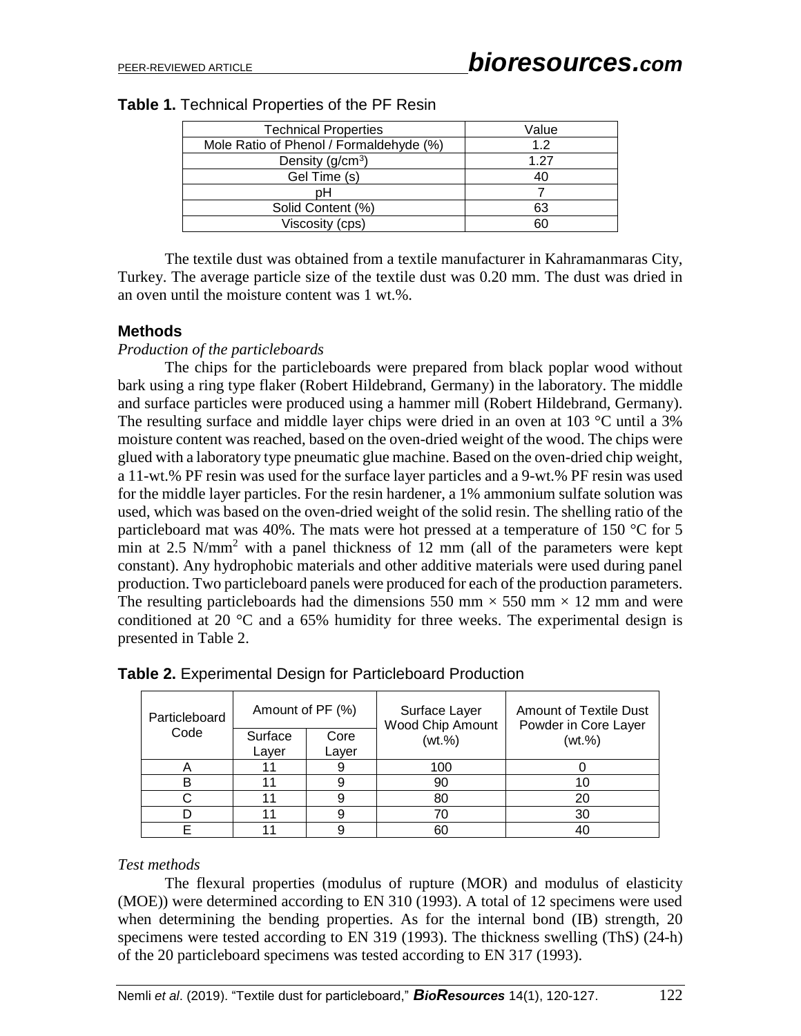**Table 1.** Technical Properties of the PF Resin

| Technical Properties | Value |
|---|---|
| Mole Ratio of Phenol / Formaldehyde (%) | 1.2 |
| Density (g/cm$^3$) | 1.27 |
| Gel Time (s) | 40 |
| pH | 7 |
| Solid Content (%) | 63 |
| Viscosity (cps) | 60 |

The textile dust was obtained from a textile manufacturer in Kahramanmaras City, Turkey. The average particle size of the textile dust was 0.20 mm. The dust was dried in an oven until the moisture content was 1 wt.%.

### Methods

*Production of the particleboards*

The chips for the particleboards were prepared from black poplar wood without bark using a ring type flaker (Robert Hildebrand, Germany) in the laboratory. The middle and surface particles were produced using a hammer mill (Robert Hildebrand, Germany). The resulting surface and middle layer chips were dried in an oven at 103 °C until a 3% moisture content was reached, based on the oven-dried weight of the wood. The chips were glued with a laboratory type pneumatic glue machine. Based on the oven-dried chip weight, a 11-wt.% PF resin was used for the surface layer particles and a 9-wt.% PF resin was used for the middle layer particles. For the resin hardener, a 1% ammonium sulfate solution was used, which was based on the oven-dried weight of the solid resin. The shelling ratio of the particleboard mat was 40%. The mats were hot pressed at a temperature of 150 °C for 5 min at 2.5 N/mm$^2$ with a panel thickness of 12 mm (all of the parameters were kept constant). Any hydrophobic materials and other additive materials were used during panel production. Two particleboard panels were produced for each of the production parameters. The resulting particleboards had the dimensions 550 mm × 550 mm × 12 mm and were conditioned at 20 °C and a 65% humidity for three weeks. The experimental design is presented in Table 2.

**Table 2.** Experimental Design for Particleboard Production

| Particleboard Code | Amount of PF (%) | | Surface Layer Wood Chip Amount (wt.%) | Amount of Textile Dust Powder in Core Layer (wt.%) |
|---|---|---|---|---|
| | Surface Layer | Core Layer | | |
| A | 11 | 9 | 100 | 0 |
| B | 11 | 9 | 90 | 10 |
| C | 11 | 9 | 80 | 20 |
| D | 11 | 9 | 70 | 30 |
| E | 11 | 9 | 60 | 40 |

*Test methods*

The flexural properties (modulus of rupture (MOR) and modulus of elasticity (MOE)) were determined according to EN 310 (1993). A total of 12 specimens were used when determining the bending properties. As for the internal bond (IB) strength, 20 specimens were tested according to EN 319 (1993). The thickness swelling (ThS) (24-h) of the 20 particleboard specimens was tested according to EN 317 (1993).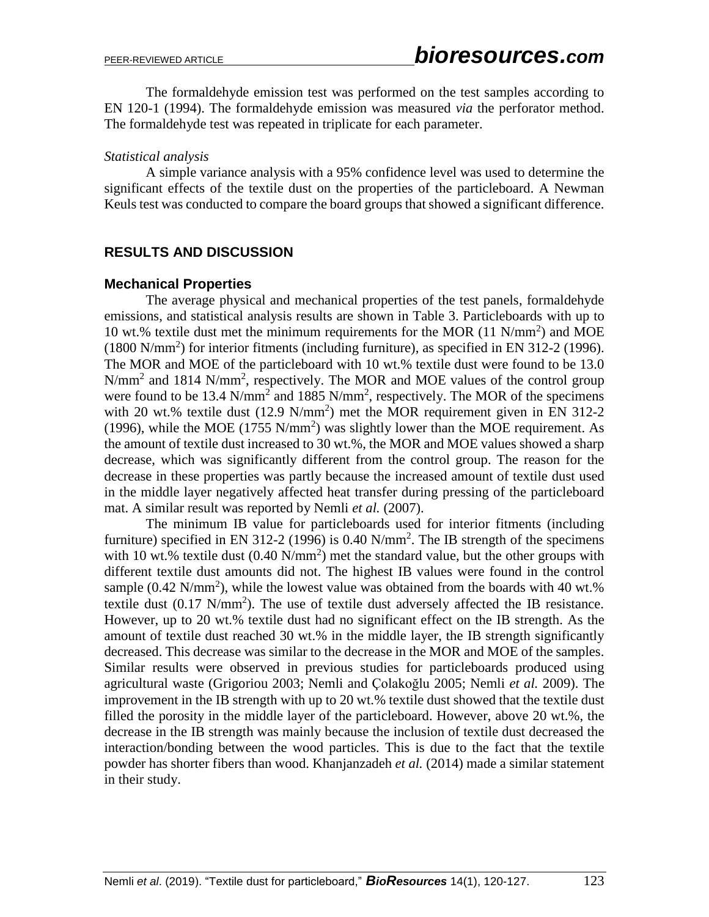The formaldehyde emission test was performed on the test samples according to EN 120-1 (1994). The formaldehyde emission was measured *via* the perforator method. The formaldehyde test was repeated in triplicate for each parameter.

*Statistical analysis*

A simple variance analysis with a 95% confidence level was used to determine the significant effects of the textile dust on the properties of the particleboard. A Newman Keuls test was conducted to compare the board groups that showed a significant difference.

## RESULTS AND DISCUSSION

### Mechanical Properties

The average physical and mechanical properties of the test panels, formaldehyde emissions, and statistical analysis results are shown in Table 3. Particleboards with up to 10 wt.% textile dust met the minimum requirements for the MOR (11 $N/mm^2$) and MOE (1800 $N/mm^2$) for interior fitments (including furniture), as specified in EN 312-2 (1996). The MOR and MOE of the particleboard with 10 wt.% textile dust were found to be 13.0 $N/mm^2$ and 1814 $N/mm^2$, respectively. The MOR and MOE values of the control group were found to be 13.4 $N/mm^2$ and 1885 $N/mm^2$, respectively. The MOR of the specimens with 20 wt.% textile dust (12.9 $N/mm^2$) met the MOR requirement given in EN 312-2 (1996), while the MOE (1755 $N/mm^2$) was slightly lower than the MOE requirement. As the amount of textile dust increased to 30 wt.%, the MOR and MOE values showed a sharp decrease, which was significantly different from the control group. The reason for the decrease in these properties was partly because the increased amount of textile dust used in the middle layer negatively affected heat transfer during pressing of the particleboard mat. A similar result was reported by Nemli *et al.* (2007).

The minimum IB value for particleboards used for interior fitments (including furniture) specified in EN 312-2 (1996) is 0.40 $N/mm^2$. The IB strength of the specimens with 10 wt.% textile dust (0.40 $N/mm^2$) met the standard value, but the other groups with different textile dust amounts did not. The highest IB values were found in the control sample (0.42 $N/mm^2$), while the lowest value was obtained from the boards with 40 wt.% textile dust (0.17 $N/mm^2$). The use of textile dust adversely affected the IB resistance. However, up to 20 wt.% textile dust had no significant effect on the IB strength. As the amount of textile dust reached 30 wt.% in the middle layer, the IB strength significantly decreased. This decrease was similar to the decrease in the MOR and MOE of the samples. Similar results were observed in previous studies for particleboards produced using agricultural waste (Grigoriou 2003; Nemli and Çolakoğlu 2005; Nemli *et al.* 2009). The improvement in the IB strength with up to 20 wt.% textile dust showed that the textile dust filled the porosity in the middle layer of the particleboard. However, above 20 wt.%, the decrease in the IB strength was mainly because the inclusion of textile dust decreased the interaction/bonding between the wood particles. This is due to the fact that the textile powder has shorter fibers than wood. Khanjanzadeh *et al.* (2014) made a similar statement in their study.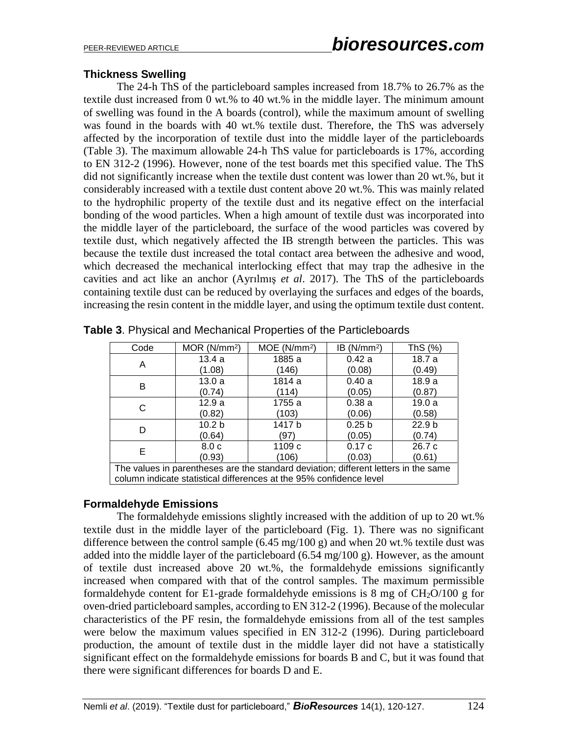### Thickness Swelling

The 24-h ThS of the particleboard samples increased from 18.7% to 26.7% as the textile dust increased from 0 wt.% to 40 wt.% in the middle layer. The minimum amount of swelling was found in the A boards (control), while the maximum amount of swelling was found in the boards with 40 wt.% textile dust. Therefore, the ThS was adversely affected by the incorporation of textile dust into the middle layer of the particleboards (Table 3). The maximum allowable 24-h ThS value for particleboards is 17%, according to EN 312-2 (1996). However, none of the test boards met this specified value. The ThS did not significantly increase when the textile dust content was lower than 20 wt.%, but it considerably increased with a textile dust content above 20 wt.%. This was mainly related to the hydrophilic property of the textile dust and its negative effect on the interfacial bonding of the wood particles. When a high amount of textile dust was incorporated into the middle layer of the particleboard, the surface of the wood particles was covered by textile dust, which negatively affected the IB strength between the particles. This was because the textile dust increased the total contact area between the adhesive and wood, which decreased the mechanical interlocking effect that may trap the adhesive in the cavities and act like an anchor (Ayrılmış *et al*. 2017). The ThS of the particleboards containing textile dust can be reduced by overlaying the surfaces and edges of the boards, increasing the resin content in the middle layer, and using the optimum textile dust content.

**Table 3**. Physical and Mechanical Properties of the Particleboards

| Code | MOR ($N/mm^2$) | MOE ($N/mm^2$) | IB ($N/mm^2$) | ThS (%) |
|---|---|---|---|---|
| A | 13.4 a (1.08) | 1885 a (146) | 0.42 a (0.08) | 18.7 a (0.49) |
| B | 13.0 a (0.74) | 1814 a (114) | 0.40 a (0.05) | 18.9 a (0.87) |
| C | 12.9 a (0.82) | 1755 a (103) | 0.38 a (0.06) | 19.0 a (0.58) |
| D | 10.2 b (0.64) | 1417 b (97) | 0.25 b (0.05) | 22.9 b (0.74) |
| E | 8.0 c (0.93) | 1109 c (106) | 0.17 c (0.03) | 26.7 c (0.61) |

The values in parentheses are the standard deviation; different letters in the same column indicate statistical differences at the 95% confidence level

### Formaldehyde Emissions

The formaldehyde emissions slightly increased with the addition of up to 20 wt.% textile dust in the middle layer of the particleboard (Fig. 1). There was no significant difference between the control sample (6.45 mg/100 g) and when 20 wt.% textile dust was added into the middle layer of the particleboard (6.54 mg/100 g). However, as the amount of textile dust increased above 20 wt.%, the formaldehyde emissions significantly increased when compared with that of the control samples. The maximum permissible formaldehyde content for E1-grade formaldehyde emissions is 8 mg of $CH_2O$/100 g for oven-dried particleboard samples, according to EN 312-2 (1996). Because of the molecular characteristics of the PF resin, the formaldehyde emissions from all of the test samples were below the maximum values specified in EN 312-2 (1996). During particleboard production, the amount of textile dust in the middle layer did not have a statistically significant effect on the formaldehyde emissions for boards B and C, but it was found that there were significant differences for boards D and E.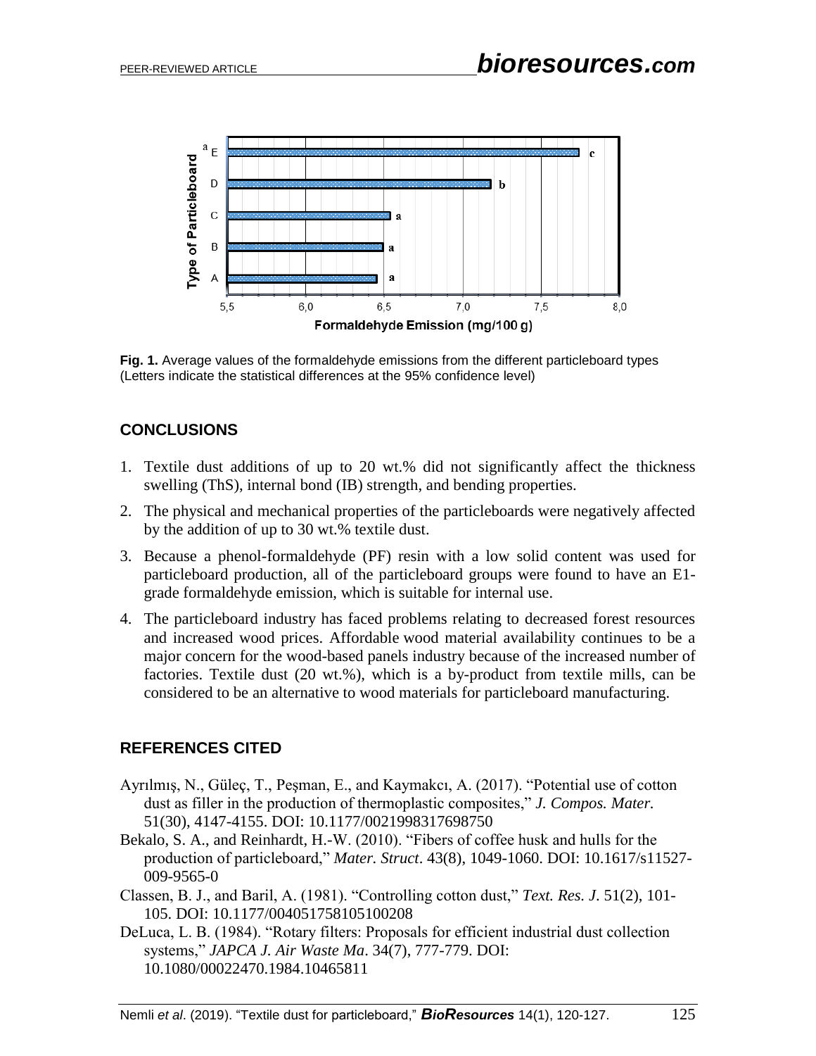**Fig. 1.** Average values of the formaldehyde emissions from the different particleboard types (Letters indicate the statistical differences at the 95% confidence level)

## CONCLUSIONS

1. Textile dust additions of up to 20 wt.% did not significantly affect the thickness swelling (ThS), internal bond (IB) strength, and bending properties.
2. The physical and mechanical properties of the particleboards were negatively affected by the addition of up to 30 wt.% textile dust.
3. Because a phenol-formaldehyde (PF) resin with a low solid content was used for particleboard production, all of the particleboard groups were found to have an E1-grade formaldehyde emission, which is suitable for internal use.
4. The particleboard industry has faced problems relating to decreased forest resources and increased wood prices. Affordable wood material availability continues to be a major concern for the wood-based panels industry because of the increased number of factories. Textile dust (20 wt.%), which is a by-product from textile mills, can be considered to be an alternative to wood materials for particleboard manufacturing.

## REFERENCES CITED

Ayrılmış, N., Güleç, T., Peşman, E., and Kaymakcı, A. (2017). "Potential use of cotton dust as filler in the production of thermoplastic composites," *J. Compos. Mater.* 51(30), 4147-4155. DOI: 10.1177/0021998317698750

Bekalo, S. A., and Reinhardt, H.-W. (2010). "Fibers of coffee husk and hulls for the production of particleboard," *Mater. Struct*. 43(8), 1049-1060. DOI: 10.1617/s11527-009-9565-0

Classen, B. J., and Baril, A. (1981). "Controlling cotton dust," *Text. Res. J*. 51(2), 101-105. DOI: 10.1177/004051758105100208

DeLuca, L. B. (1984). "Rotary filters: Proposals for efficient industrial dust collection systems," *JAPCA J. Air Waste Ma*. 34(7), 777-779. DOI: 10.1080/00022470.1984.10465811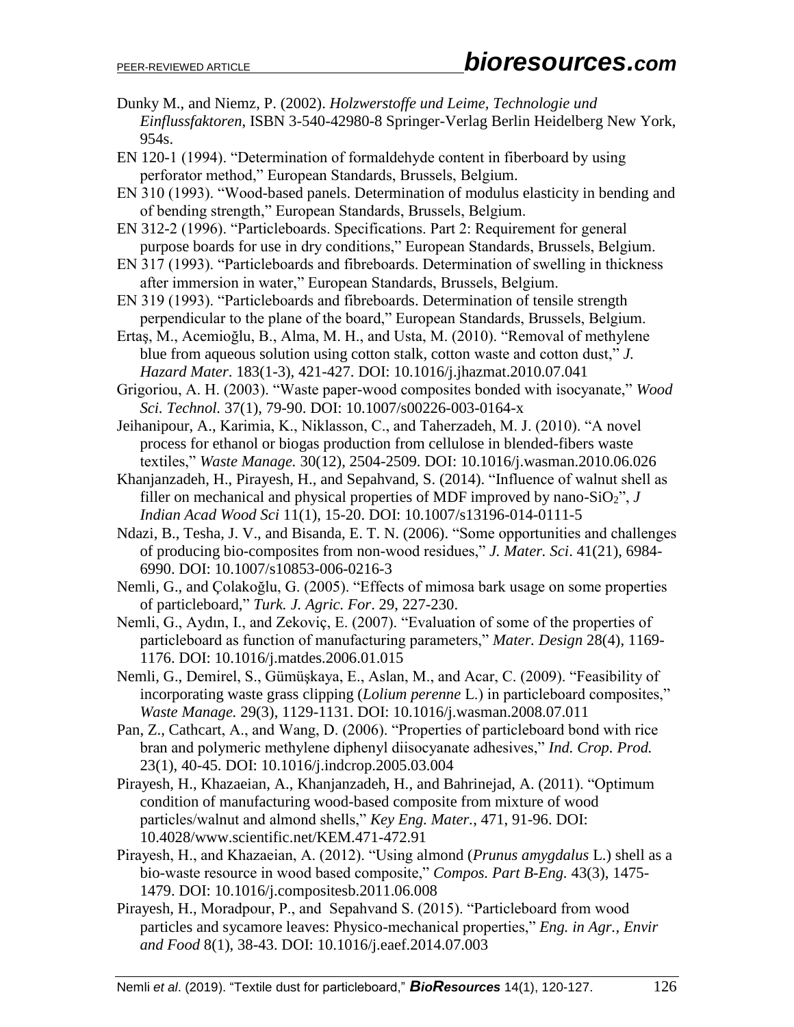Dunky M., and Niemz, P. (2002). *Holzwerstoffe und Leime, Technologie und Einflussfaktoren*, ISBN 3-540-42980-8 Springer-Verlag Berlin Heidelberg New York, 954s.

EN 120-1 (1994). “Determination of formaldehyde content in fiberboard by using perforator method,” European Standards, Brussels, Belgium.

EN 310 (1993). “Wood-based panels. Determination of modulus elasticity in bending and of bending strength,” European Standards, Brussels, Belgium.

EN 312-2 (1996). “Particleboards. Specifications. Part 2: Requirement for general purpose boards for use in dry conditions,” European Standards, Brussels, Belgium.

EN 317 (1993). “Particleboards and fibreboards. Determination of swelling in thickness after immersion in water,” European Standards, Brussels, Belgium.

EN 319 (1993). “Particleboards and fibreboards. Determination of tensile strength perpendicular to the plane of the board,” European Standards, Brussels, Belgium.

Ertaş, M., Acemioğlu, B., Alma, M. H., and Usta, M. (2010). “Removal of methylene blue from aqueous solution using cotton stalk, cotton waste and cotton dust,” *J. Hazard Mater*. 183(1-3), 421-427. DOI: 10.1016/j.jhazmat.2010.07.041

Grigoriou, A. H. (2003). “Waste paper-wood composites bonded with isocyanate,” *Wood Sci. Technol.* 37(1), 79-90. DOI: 10.1007/s00226-003-0164-x

Jeihanipour, A., Karimia, K., Niklasson, C., and Taherzadeh, M. J. (2010). “A novel process for ethanol or biogas production from cellulose in blended-fibers waste textiles,” *Waste Manage.* 30(12), 2504-2509. DOI: 10.1016/j.wasman.2010.06.026

Khanjanzadeh, H., Pirayesh, H., and Sepahvand, S. (2014). “Influence of walnut shell as filler on mechanical and physical properties of MDF improved by nano-$SiO_2$”, *J Indian Acad Wood Sci* 11(1), 15-20. DOI: 10.1007/s13196-014-0111-5

Ndazi, B., Tesha, J. V., and Bisanda, E. T. N. (2006). “Some opportunities and challenges of producing bio-composites from non-wood residues,” *J. Mater. Sci*. 41(21), 6984-6990. DOI: 10.1007/s10853-006-0216-3

Nemli, G., and Çolakoğlu, G. (2005). “Effects of mimosa bark usage on some properties of particleboard,” *Turk. J. Agric. For*. 29, 227-230.

Nemli, G., Aydın, I., and Zekoviç, E. (2007). “Evaluation of some of the properties of particleboard as function of manufacturing parameters,” *Mater. Design* 28(4), 1169-1176. DOI: 10.1016/j.matdes.2006.01.015

Nemli, G., Demirel, S., Gümüşkaya, E., Aslan, M., and Acar, C. (2009). “Feasibility of incorporating waste grass clipping (*Lolium perenne* L.) in particleboard composites,” *Waste Manage.* 29(3), 1129-1131. DOI: 10.1016/j.wasman.2008.07.011

Pan, Z., Cathcart, A., and Wang, D. (2006). “Properties of particleboard bond with rice bran and polymeric methylene diphenyl diisocyanate adhesives,” *Ind. Crop. Prod.* 23(1), 40-45. DOI: 10.1016/j.indcrop.2005.03.004

Pirayesh, H., Khazaeian, A., Khanjanzadeh, H., and Bahrinejad, A. (2011). “Optimum condition of manufacturing wood-based composite from mixture of wood particles/walnut and almond shells,” *Key Eng. Mater.*, 471, 91-96. DOI: 10.4028/www.scientific.net/KEM.471-472.91

Pirayesh, H., and Khazaeian, A. (2012). “Using almond (*Prunus amygdalus* L.) shell as a bio-waste resource in wood based composite,” *Compos. Part B-Eng.* 43(3), 1475-1479. DOI: 10.1016/j.compositesb.2011.06.008

Pirayesh, H., Moradpour, P., and Sepahvand S. (2015). “Particleboard from wood particles and sycamore leaves: Physico-mechanical properties,” *Eng. in Agr., Envir and Food* 8(1), 38-43. DOI: 10.1016/j.eaef.2014.07.003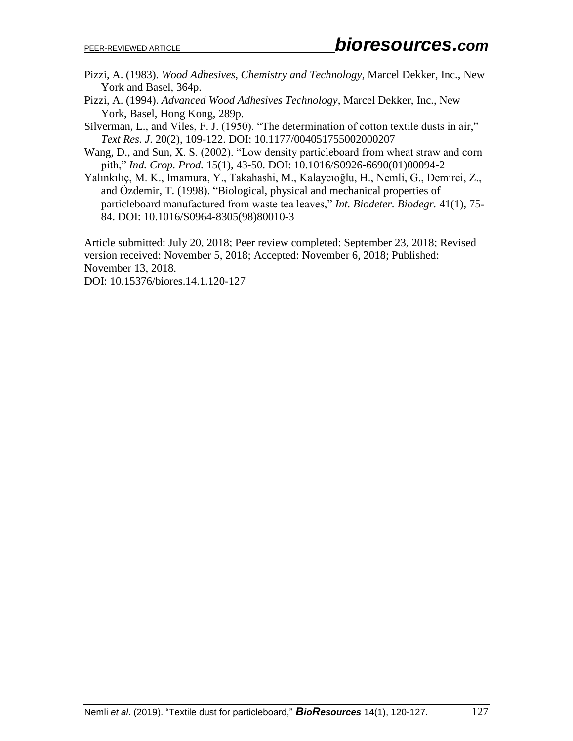Pizzi, A. (1983). *Wood Adhesives, Chemistry and Technology*, Marcel Dekker, Inc., New York and Basel, 364p.

Pizzi, A. (1994). *Advanced Wood Adhesives Technology*, Marcel Dekker, Inc., New York, Basel, Hong Kong, 289p.

Silverman, L., and Viles, F. J. (1950). "The determination of cotton textile dusts in air," *Text Res. J*. 20(2), 109-122. DOI: 10.1177/004051755002000207

Wang, D., and Sun, X. S. (2002). "Low density particleboard from wheat straw and corn pith," *Ind. Crop. Prod.* 15(1), 43-50. DOI: 10.1016/S0926-6690(01)00094-2

Yalınkılıç, M. K., Imamura, Y., Takahashi, M., Kalaycıoğlu, H., Nemli, G., Demirci, Z., and Özdemir, T. (1998). "Biological, physical and mechanical properties of particleboard manufactured from waste tea leaves," *Int. Biodeter. Biodegr.* 41(1), 75-84. DOI: 10.1016/S0964-8305(98)80010-3

Article submitted: July 20, 2018; Peer review completed: September 23, 2018; Revised version received: November 5, 2018; Accepted: November 6, 2018; Published: November 13, 2018.

DOI: 10.15376/biores.14.1.120-127